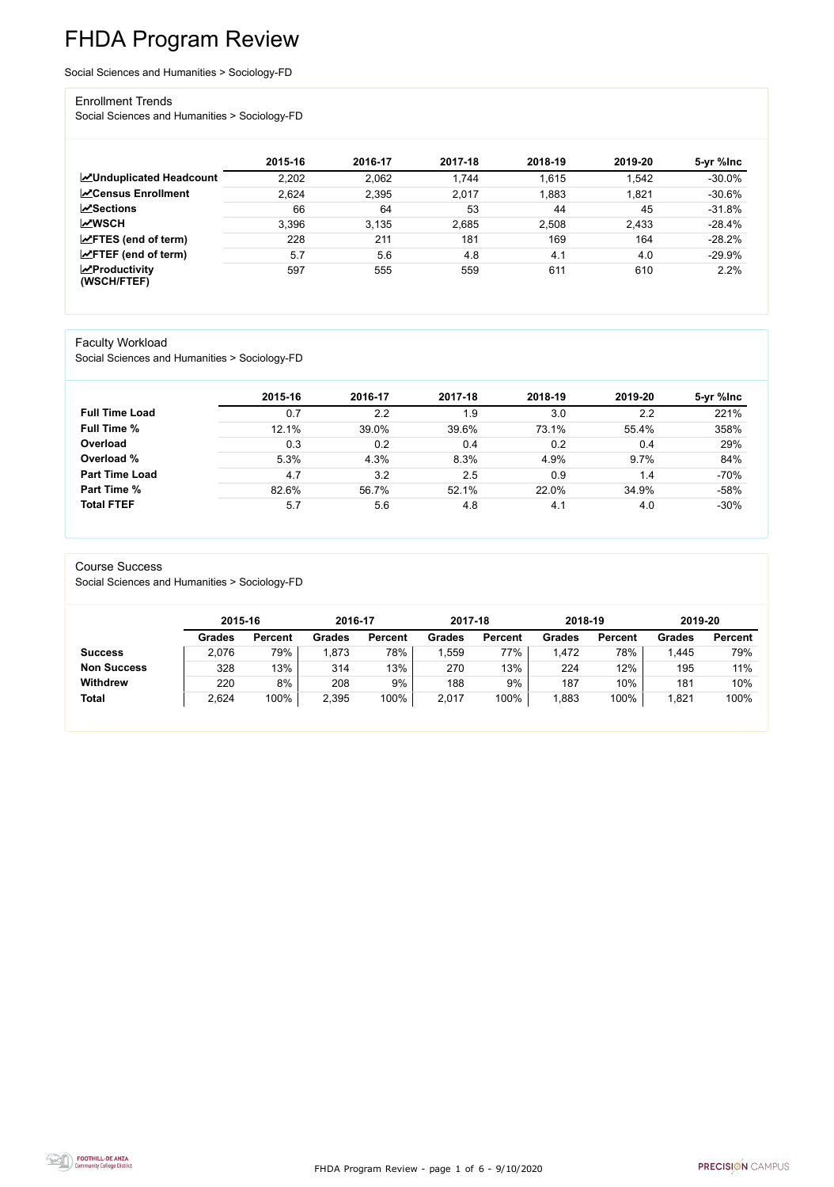# FHDA Program Review

Social Sciences and Humanities > Sociology-FD

## Enrollment Trends

Social Sciences and Humanities > Sociology-FD

| | 2015-16 | 2016-17 | 2017-18 | 2018-19 | 2019-20 | 5-yr %Inc |
|---|---|---|---|---|---|---|
| **Unduplicated Headcount** | 2,202 | 2,062 | 1,744 | 1,615 | 1,542 | -30.0% |
| **Census Enrollment** | 2,624 | 2,395 | 2,017 | 1,883 | 1,821 | -30.6% |
| **Sections** | 66 | 64 | 53 | 44 | 45 | -31.8% |
| **WSCH** | 3,396 | 3,135 | 2,685 | 2,508 | 2,433 | -28.4% |
| **FTES (end of term)** | 228 | 211 | 181 | 169 | 164 | -28.2% |
| **FTEF (end of term)** | 5.7 | 5.6 | 4.8 | 4.1 | 4.0 | -29.9% |
| **Productivity (WSCH/FTEF)** | 597 | 555 | 559 | 611 | 610 | 2.2% |

## Faculty Workload

Social Sciences and Humanities > Sociology-FD

| | 2015-16 | 2016-17 | 2017-18 | 2018-19 | 2019-20 | 5-yr %Inc |
|---|---|---|---|---|---|---|
| **Full Time Load** | 0.7 | 2.2 | 1.9 | 3.0 | 2.2 | 221% |
| **Full Time %** | 12.1% | 39.0% | 39.6% | 73.1% | 55.4% | 358% |
| **Overload** | 0.3 | 0.2 | 0.4 | 0.2 | 0.4 | 29% |
| **Overload %** | 5.3% | 4.3% | 8.3% | 4.9% | 9.7% | 84% |
| **Part Time Load** | 4.7 | 3.2 | 2.5 | 0.9 | 1.4 | -70% |
| **Part Time %** | 82.6% | 56.7% | 52.1% | 22.0% | 34.9% | -58% |
| **Total FTEF** | 5.7 | 5.6 | 4.8 | 4.1 | 4.0 | -30% |

## Course Success

Social Sciences and Humanities > Sociology-FD

| | 2015-16 | | 2016-17 | | 2017-18 | | 2018-19 | | 2019-20 | |
|---|---|---|---|---|---|---|---|---|---|---|
| | **Grades** | **Percent** | **Grades** | **Percent** | **Grades** | **Percent** | **Grades** | **Percent** | **Grades** | **Percent** |
| **Success** | 2,076 | 79% | 1,873 | 78% | 1,559 | 77% | 1,472 | 78% | 1,445 | 79% |
| **Non Success** | 328 | 13% | 314 | 13% | 270 | 13% | 224 | 12% | 195 | 11% |
| **Withdrew** | 220 | 8% | 208 | 9% | 188 | 9% | 187 | 10% | 181 | 10% |
| **Total** | 2,624 | 100% | 2,395 | 100% | 2,017 | 100% | 1,883 | 100% | 1,821 | 100% |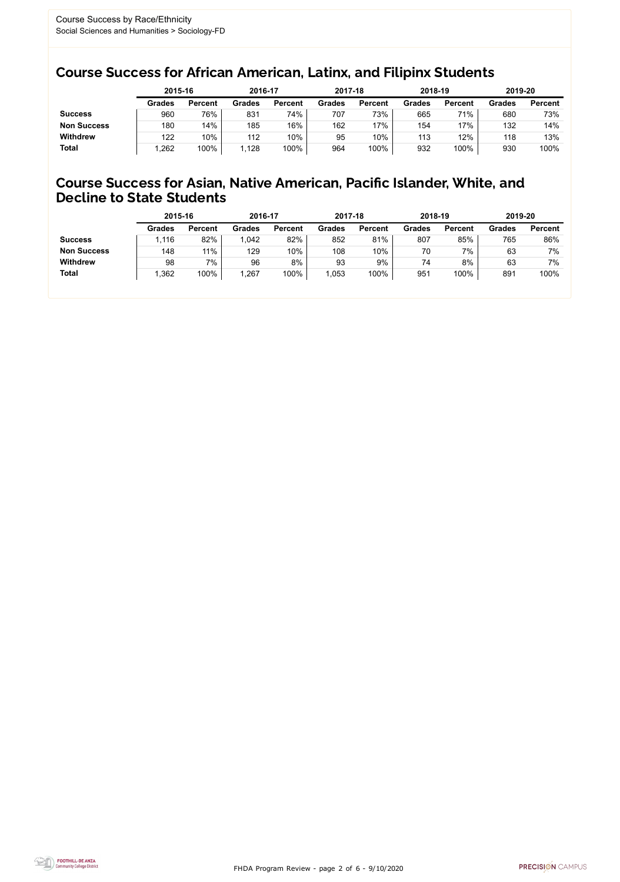Course Success by Race/Ethnicity
Social Sciences and Humanities > Sociology-FD

## Course Success for African American, Latinx, and Filipinx Students

| | 2015-16 | | 2016-17 | | 2017-18 | | 2018-19 | | 2019-20 | |
|---|---|---|---|---|---|---|---|---|---|---|
| | Grades | Percent | Grades | Percent | Grades | Percent | Grades | Percent | Grades | Percent |
| **Success** | 960 | 76% | 831 | 74% | 707 | 73% | 665 | 71% | 680 | 73% |
| **Non Success** | 180 | 14% | 185 | 16% | 162 | 17% | 154 | 17% | 132 | 14% |
| **Withdrew** | 122 | 10% | 112 | 10% | 95 | 10% | 113 | 12% | 118 | 13% |
| **Total** | 1,262 | 100% | 1,128 | 100% | 964 | 100% | 932 | 100% | 930 | 100% |

## Course Success for Asian, Native American, Pacific Islander, White, and Decline to State Students

| | 2015-16 | | 2016-17 | | 2017-18 | | 2018-19 | | 2019-20 | |
|---|---|---|---|---|---|---|---|---|---|---|
| | Grades | Percent | Grades | Percent | Grades | Percent | Grades | Percent | Grades | Percent |
| **Success** | 1,116 | 82% | 1,042 | 82% | 852 | 81% | 807 | 85% | 765 | 86% |
| **Non Success** | 148 | 11% | 129 | 10% | 108 | 10% | 70 | 7% | 63 | 7% |
| **Withdrew** | 98 | 7% | 96 | 8% | 93 | 9% | 74 | 8% | 63 | 7% |
| **Total** | 1,362 | 100% | 1,267 | 100% | 1,053 | 100% | 951 | 100% | 891 | 100% |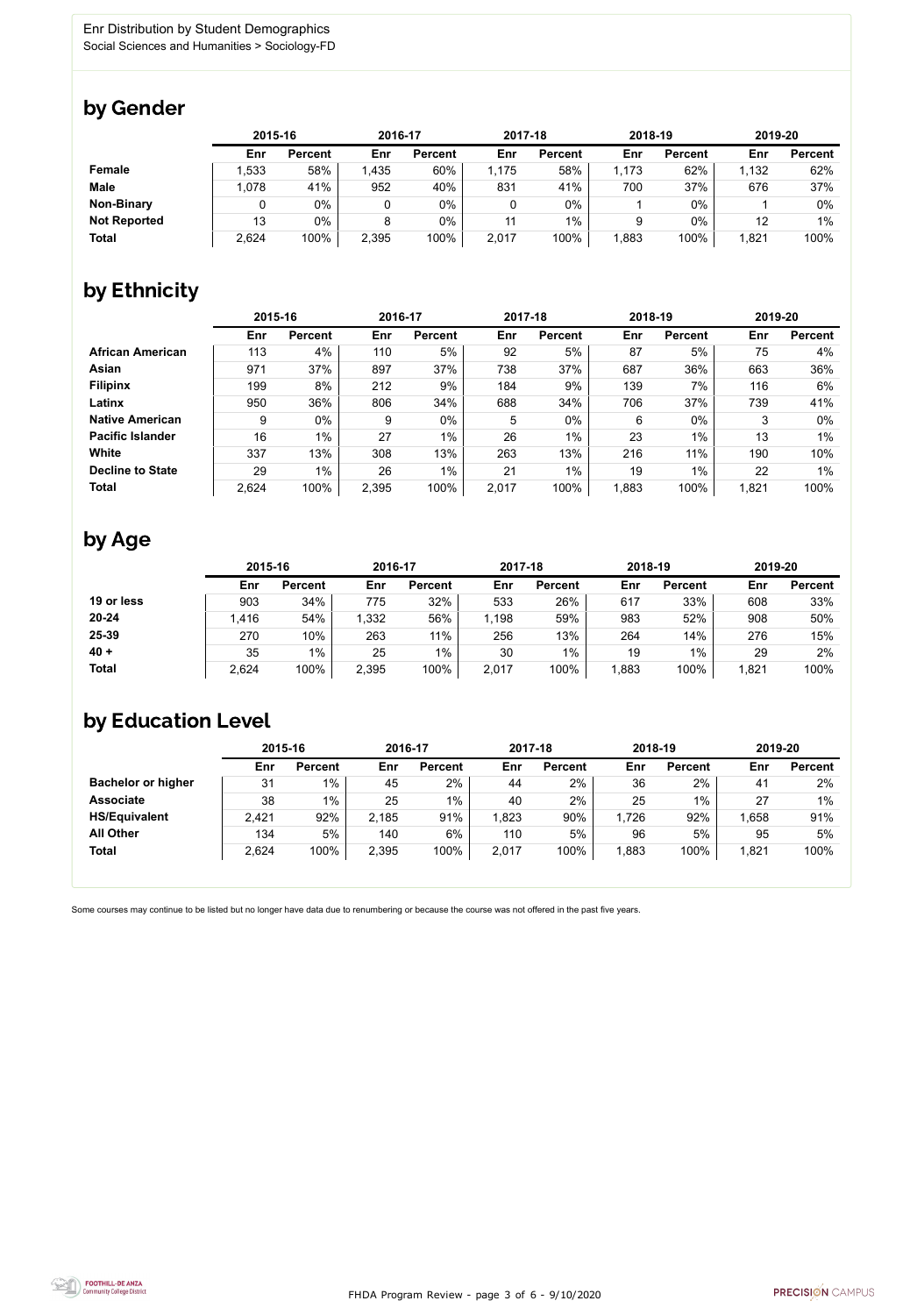Enr Distribution by Student Demographics
Social Sciences and Humanities > Sociology-FD

## by Gender

| | 2015-16 | | 2016-17 | | 2017-18 | | 2018-19 | | 2019-20 | |
|---|---|---|---|---|---|---|---|---|---|---|
| | Enr | Percent | Enr | Percent | Enr | Percent | Enr | Percent | Enr | Percent |
| **Female** | 1,533 | 58% | 1,435 | 60% | 1,175 | 58% | 1,173 | 62% | 1,132 | 62% |
| **Male** | 1,078 | 41% | 952 | 40% | 831 | 41% | 700 | 37% | 676 | 37% |
| **Non-Binary** | 0 | 0% | 0 | 0% | 0 | 0% | 1 | 0% | 1 | 0% |
| **Not Reported** | 13 | 0% | 8 | 0% | 11 | 1% | 9 | 0% | 12 | 1% |
| **Total** | 2,624 | 100% | 2,395 | 100% | 2,017 | 100% | 1,883 | 100% | 1,821 | 100% |

## by Ethnicity

| | 2015-16 | | 2016-17 | | 2017-18 | | 2018-19 | | 2019-20 | |
|---|---|---|---|---|---|---|---|---|---|---|
| | Enr | Percent | Enr | Percent | Enr | Percent | Enr | Percent | Enr | Percent |
| **African American** | 113 | 4% | 110 | 5% | 92 | 5% | 87 | 5% | 75 | 4% |
| **Asian** | 971 | 37% | 897 | 37% | 738 | 37% | 687 | 36% | 663 | 36% |
| **Filipinx** | 199 | 8% | 212 | 9% | 184 | 9% | 139 | 7% | 116 | 6% |
| **Latinx** | 950 | 36% | 806 | 34% | 688 | 34% | 706 | 37% | 739 | 41% |
| **Native American** | 9 | 0% | 9 | 0% | 5 | 0% | 6 | 0% | 3 | 0% |
| **Pacific Islander** | 16 | 1% | 27 | 1% | 26 | 1% | 23 | 1% | 13 | 1% |
| **White** | 337 | 13% | 308 | 13% | 263 | 13% | 216 | 11% | 190 | 10% |
| **Decline to State** | 29 | 1% | 26 | 1% | 21 | 1% | 19 | 1% | 22 | 1% |
| **Total** | 2,624 | 100% | 2,395 | 100% | 2,017 | 100% | 1,883 | 100% | 1,821 | 100% |

## by Age

| | 2015-16 | | 2016-17 | | 2017-18 | | 2018-19 | | 2019-20 | |
|---|---|---|---|---|---|---|---|---|---|---|
| | Enr | Percent | Enr | Percent | Enr | Percent | Enr | Percent | Enr | Percent |
| **19 or less** | 903 | 34% | 775 | 32% | 533 | 26% | 617 | 33% | 608 | 33% |
| **20-24** | 1,416 | 54% | 1,332 | 56% | 1,198 | 59% | 983 | 52% | 908 | 50% |
| **25-39** | 270 | 10% | 263 | 11% | 256 | 13% | 264 | 14% | 276 | 15% |
| **40 +** | 35 | 1% | 25 | 1% | 30 | 1% | 19 | 1% | 29 | 2% |
| **Total** | 2,624 | 100% | 2,395 | 100% | 2,017 | 100% | 1,883 | 100% | 1,821 | 100% |

## by Education Level

| | 2015-16 | | 2016-17 | | 2017-18 | | 2018-19 | | 2019-20 | |
|---|---|---|---|---|---|---|---|---|---|---|
| | Enr | Percent | Enr | Percent | Enr | Percent | Enr | Percent | Enr | Percent |
| **Bachelor or higher** | 31 | 1% | 45 | 2% | 44 | 2% | 36 | 2% | 41 | 2% |
| **Associate** | 38 | 1% | 25 | 1% | 40 | 2% | 25 | 1% | 27 | 1% |
| **HS/Equivalent** | 2,421 | 92% | 2,185 | 91% | 1,823 | 90% | 1,726 | 92% | 1,658 | 91% |
| **All Other** | 134 | 5% | 140 | 6% | 110 | 5% | 96 | 5% | 95 | 5% |
| **Total** | 2,624 | 100% | 2,395 | 100% | 2,017 | 100% | 1,883 | 100% | 1,821 | 100% |

Some courses may continue to be listed but no longer have data due to renumbering or because the course was not offered in the past five years.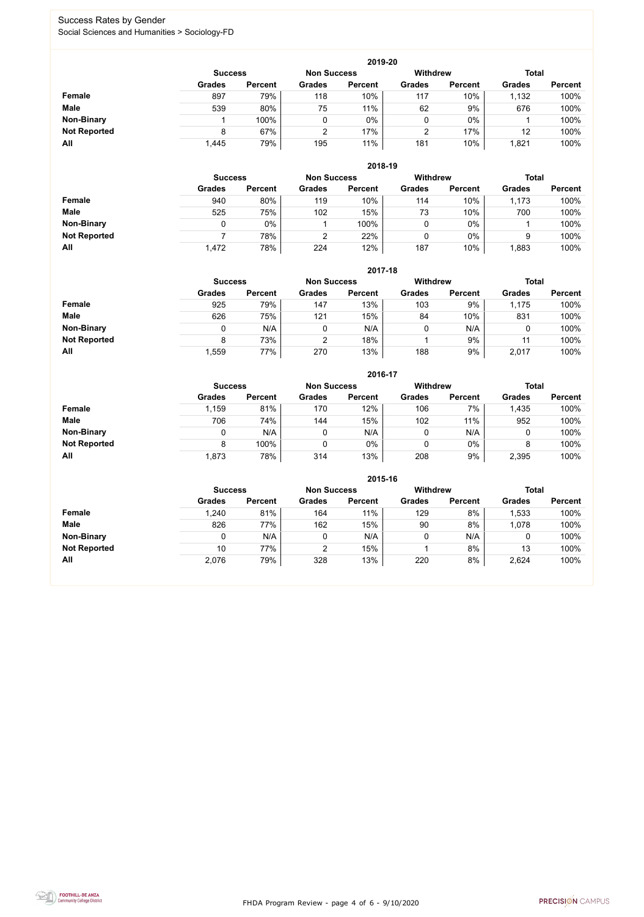# Success Rates by Gender

Social Sciences and Humanities > Sociology-FD

## 2019-20

| | Success | | Non Success | | Withdrew | | Total | |
|---|---|---|---|---|---|---|---|---|
| | Grades | Percent | Grades | Percent | Grades | Percent | Grades | Percent |
| **Female** | 897 | 79% | 118 | 10% | 117 | 10% | 1,132 | 100% |
| **Male** | 539 | 80% | 75 | 11% | 62 | 9% | 676 | 100% |
| **Non-Binary** | 1 | 100% | 0 | 0% | 0 | 0% | 1 | 100% |
| **Not Reported** | 8 | 67% | 2 | 17% | 2 | 17% | 12 | 100% |
| **All** | 1,445 | 79% | 195 | 11% | 181 | 10% | 1,821 | 100% |

## 2018-19

| | Success | | Non Success | | Withdrew | | Total | |
|---|---|---|---|---|---|---|---|---|
| | Grades | Percent | Grades | Percent | Grades | Percent | Grades | Percent |
| **Female** | 940 | 80% | 119 | 10% | 114 | 10% | 1,173 | 100% |
| **Male** | 525 | 75% | 102 | 15% | 73 | 10% | 700 | 100% |
| **Non-Binary** | 0 | 0% | 1 | 100% | 0 | 0% | 1 | 100% |
| **Not Reported** | 7 | 78% | 2 | 22% | 0 | 0% | 9 | 100% |
| **All** | 1,472 | 78% | 224 | 12% | 187 | 10% | 1,883 | 100% |

## 2017-18

| | Success | | Non Success | | Withdrew | | Total | |
|---|---|---|---|---|---|---|---|---|
| | Grades | Percent | Grades | Percent | Grades | Percent | Grades | Percent |
| **Female** | 925 | 79% | 147 | 13% | 103 | 9% | 1,175 | 100% |
| **Male** | 626 | 75% | 121 | 15% | 84 | 10% | 831 | 100% |
| **Non-Binary** | 0 | N/A | 0 | N/A | 0 | N/A | 0 | 100% |
| **Not Reported** | 8 | 73% | 2 | 18% | 1 | 9% | 11 | 100% |
| **All** | 1,559 | 77% | 270 | 13% | 188 | 9% | 2,017 | 100% |

## 2016-17

| | Success | | Non Success | | Withdrew | | Total | |
|---|---|---|---|---|---|---|---|---|
| | Grades | Percent | Grades | Percent | Grades | Percent | Grades | Percent |
| **Female** | 1,159 | 81% | 170 | 12% | 106 | 7% | 1,435 | 100% |
| **Male** | 706 | 74% | 144 | 15% | 102 | 11% | 952 | 100% |
| **Non-Binary** | 0 | N/A | 0 | N/A | 0 | N/A | 0 | 100% |
| **Not Reported** | 8 | 100% | 0 | 0% | 0 | 0% | 8 | 100% |
| **All** | 1,873 | 78% | 314 | 13% | 208 | 9% | 2,395 | 100% |

## 2015-16

| | Success | | Non Success | | Withdrew | | Total | |
|---|---|---|---|---|---|---|---|---|
| | Grades | Percent | Grades | Percent | Grades | Percent | Grades | Percent |
| **Female** | 1,240 | 81% | 164 | 11% | 129 | 8% | 1,533 | 100% |
| **Male** | 826 | 77% | 162 | 15% | 90 | 8% | 1,078 | 100% |
| **Non-Binary** | 0 | N/A | 0 | N/A | 0 | N/A | 0 | 100% |
| **Not Reported** | 10 | 77% | 2 | 15% | 1 | 8% | 13 | 100% |
| **All** | 2,076 | 79% | 328 | 13% | 220 | 8% | 2,624 | 100% |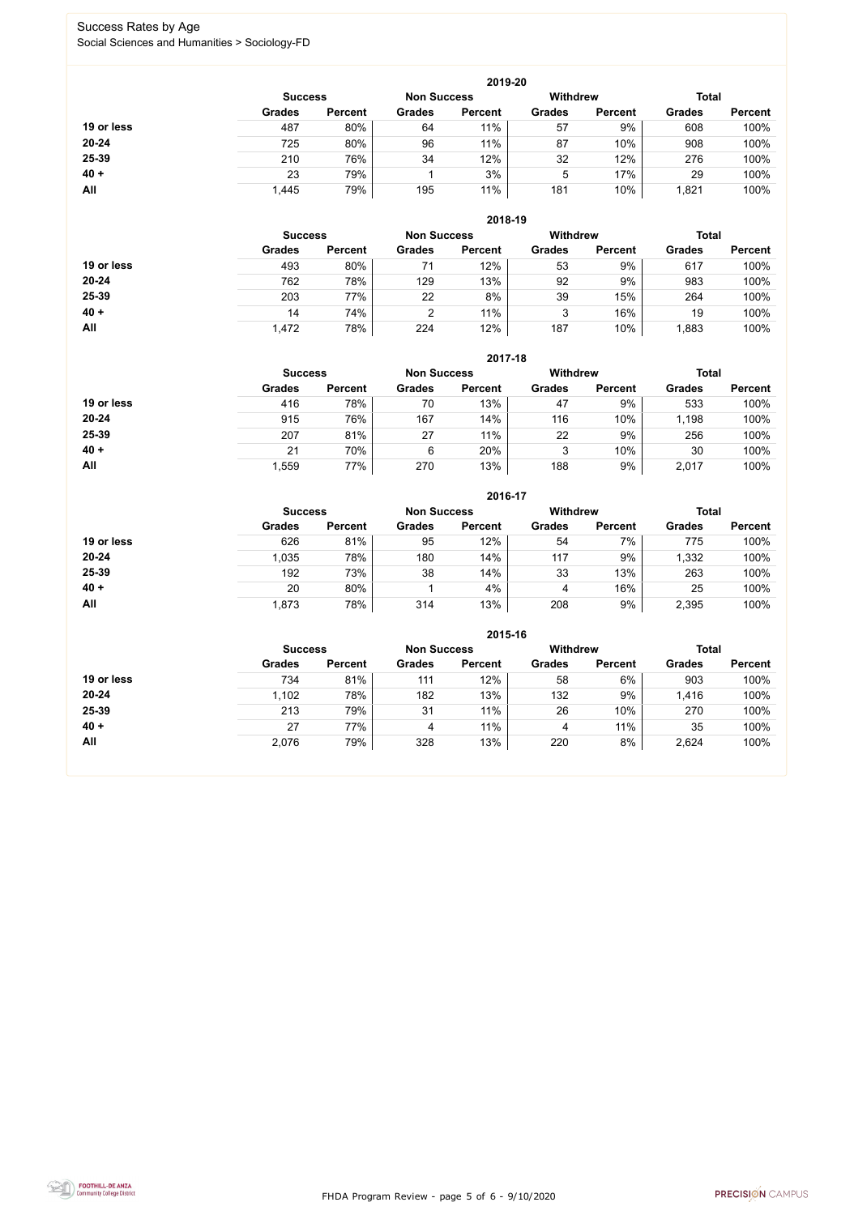# Success Rates by Age

Social Sciences and Humanities > Sociology-FD

### 2019-20

| | Success | | Non Success | | Withdrew | | Total | |
|---|---|---|---|---|---|---|---|---|
| | Grades | Percent | Grades | Percent | Grades | Percent | Grades | Percent |
| **19 or less** | 487 | 80% | 64 | 11% | 57 | 9% | 608 | 100% |
| **20-24** | 725 | 80% | 96 | 11% | 87 | 10% | 908 | 100% |
| **25-39** | 210 | 76% | 34 | 12% | 32 | 12% | 276 | 100% |
| **40 +** | 23 | 79% | 1 | 3% | 5 | 17% | 29 | 100% |
| **All** | 1,445 | 79% | 195 | 11% | 181 | 10% | 1,821 | 100% |

### 2018-19

| | Success | | Non Success | | Withdrew | | Total | |
|---|---|---|---|---|---|---|---|---|
| | Grades | Percent | Grades | Percent | Grades | Percent | Grades | Percent |
| **19 or less** | 493 | 80% | 71 | 12% | 53 | 9% | 617 | 100% |
| **20-24** | 762 | 78% | 129 | 13% | 92 | 9% | 983 | 100% |
| **25-39** | 203 | 77% | 22 | 8% | 39 | 15% | 264 | 100% |
| **40 +** | 14 | 74% | 2 | 11% | 3 | 16% | 19 | 100% |
| **All** | 1,472 | 78% | 224 | 12% | 187 | 10% | 1,883 | 100% |

### 2017-18

| | Success | | Non Success | | Withdrew | | Total | |
|---|---|---|---|---|---|---|---|---|
| | Grades | Percent | Grades | Percent | Grades | Percent | Grades | Percent |
| **19 or less** | 416 | 78% | 70 | 13% | 47 | 9% | 533 | 100% |
| **20-24** | 915 | 76% | 167 | 14% | 116 | 10% | 1,198 | 100% |
| **25-39** | 207 | 81% | 27 | 11% | 22 | 9% | 256 | 100% |
| **40 +** | 21 | 70% | 6 | 20% | 3 | 10% | 30 | 100% |
| **All** | 1,559 | 77% | 270 | 13% | 188 | 9% | 2,017 | 100% |

### 2016-17

| | Success | | Non Success | | Withdrew | | Total | |
|---|---|---|---|---|---|---|---|---|
| | Grades | Percent | Grades | Percent | Grades | Percent | Grades | Percent |
| **19 or less** | 626 | 81% | 95 | 12% | 54 | 7% | 775 | 100% |
| **20-24** | 1,035 | 78% | 180 | 14% | 117 | 9% | 1,332 | 100% |
| **25-39** | 192 | 73% | 38 | 14% | 33 | 13% | 263 | 100% |
| **40 +** | 20 | 80% | 1 | 4% | 4 | 16% | 25 | 100% |
| **All** | 1,873 | 78% | 314 | 13% | 208 | 9% | 2,395 | 100% |

### 2015-16

| | Success | | Non Success | | Withdrew | | Total | |
|---|---|---|---|---|---|---|---|---|
| | Grades | Percent | Grades | Percent | Grades | Percent | Grades | Percent |
| **19 or less** | 734 | 81% | 111 | 12% | 58 | 6% | 903 | 100% |
| **20-24** | 1,102 | 78% | 182 | 13% | 132 | 9% | 1,416 | 100% |
| **25-39** | 213 | 79% | 31 | 11% | 26 | 10% | 270 | 100% |
| **40 +** | 27 | 77% | 4 | 11% | 4 | 11% | 35 | 100% |
| **All** | 2,076 | 79% | 328 | 13% | 220 | 8% | 2,624 | 100% |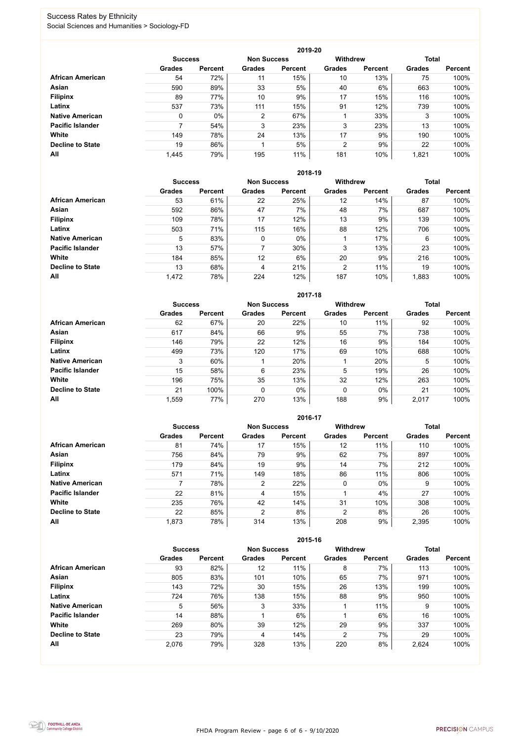# Success Rates by Ethnicity

Social Sciences and Humanities > Sociology-FD

## 2019-20

| | Success | | Non Success | | Withdrew | | Total | |
|---|---|---|---|---|---|---|---|---|
| | Grades | Percent | Grades | Percent | Grades | Percent | Grades | Percent |
| **African American** | 54 | 72% | 11 | 15% | 10 | 13% | 75 | 100% |
| **Asian** | 590 | 89% | 33 | 5% | 40 | 6% | 663 | 100% |
| **Filipinx** | 89 | 77% | 10 | 9% | 17 | 15% | 116 | 100% |
| **Latinx** | 537 | 73% | 111 | 15% | 91 | 12% | 739 | 100% |
| **Native American** | 0 | 0% | 2 | 67% | 1 | 33% | 3 | 100% |
| **Pacific Islander** | 7 | 54% | 3 | 23% | 3 | 23% | 13 | 100% |
| **White** | 149 | 78% | 24 | 13% | 17 | 9% | 190 | 100% |
| **Decline to State** | 19 | 86% | 1 | 5% | 2 | 9% | 22 | 100% |
| **All** | 1,445 | 79% | 195 | 11% | 181 | 10% | 1,821 | 100% |

## 2018-19

| | Success | | Non Success | | Withdrew | | Total | |
|---|---|---|---|---|---|---|---|---|
| | Grades | Percent | Grades | Percent | Grades | Percent | Grades | Percent |
| **African American** | 53 | 61% | 22 | 25% | 12 | 14% | 87 | 100% |
| **Asian** | 592 | 86% | 47 | 7% | 48 | 7% | 687 | 100% |
| **Filipinx** | 109 | 78% | 17 | 12% | 13 | 9% | 139 | 100% |
| **Latinx** | 503 | 71% | 115 | 16% | 88 | 12% | 706 | 100% |
| **Native American** | 5 | 83% | 0 | 0% | 1 | 17% | 6 | 100% |
| **Pacific Islander** | 13 | 57% | 7 | 30% | 3 | 13% | 23 | 100% |
| **White** | 184 | 85% | 12 | 6% | 20 | 9% | 216 | 100% |
| **Decline to State** | 13 | 68% | 4 | 21% | 2 | 11% | 19 | 100% |
| **All** | 1,472 | 78% | 224 | 12% | 187 | 10% | 1,883 | 100% |

## 2017-18

| | Success | | Non Success | | Withdrew | | Total | |
|---|---|---|---|---|---|---|---|---|
| | Grades | Percent | Grades | Percent | Grades | Percent | Grades | Percent |
| **African American** | 62 | 67% | 20 | 22% | 10 | 11% | 92 | 100% |
| **Asian** | 617 | 84% | 66 | 9% | 55 | 7% | 738 | 100% |
| **Filipinx** | 146 | 79% | 22 | 12% | 16 | 9% | 184 | 100% |
| **Latinx** | 499 | 73% | 120 | 17% | 69 | 10% | 688 | 100% |
| **Native American** | 3 | 60% | 1 | 20% | 1 | 20% | 5 | 100% |
| **Pacific Islander** | 15 | 58% | 6 | 23% | 5 | 19% | 26 | 100% |
| **White** | 196 | 75% | 35 | 13% | 32 | 12% | 263 | 100% |
| **Decline to State** | 21 | 100% | 0 | 0% | 0 | 0% | 21 | 100% |
| **All** | 1,559 | 77% | 270 | 13% | 188 | 9% | 2,017 | 100% |

## 2016-17

| | Success | | Non Success | | Withdrew | | Total | |
|---|---|---|---|---|---|---|---|---|
| | Grades | Percent | Grades | Percent | Grades | Percent | Grades | Percent |
| **African American** | 81 | 74% | 17 | 15% | 12 | 11% | 110 | 100% |
| **Asian** | 756 | 84% | 79 | 9% | 62 | 7% | 897 | 100% |
| **Filipinx** | 179 | 84% | 19 | 9% | 14 | 7% | 212 | 100% |
| **Latinx** | 571 | 71% | 149 | 18% | 86 | 11% | 806 | 100% |
| **Native American** | 7 | 78% | 2 | 22% | 0 | 0% | 9 | 100% |
| **Pacific Islander** | 22 | 81% | 4 | 15% | 1 | 4% | 27 | 100% |
| **White** | 235 | 76% | 42 | 14% | 31 | 10% | 308 | 100% |
| **Decline to State** | 22 | 85% | 2 | 8% | 2 | 8% | 26 | 100% |
| **All** | 1,873 | 78% | 314 | 13% | 208 | 9% | 2,395 | 100% |

## 2015-16

| | Success | | Non Success | | Withdrew | | Total | |
|---|---|---|---|---|---|---|---|---|
| | Grades | Percent | Grades | Percent | Grades | Percent | Grades | Percent |
| **African American** | 93 | 82% | 12 | 11% | 8 | 7% | 113 | 100% |
| **Asian** | 805 | 83% | 101 | 10% | 65 | 7% | 971 | 100% |
| **Filipinx** | 143 | 72% | 30 | 15% | 26 | 13% | 199 | 100% |
| **Latinx** | 724 | 76% | 138 | 15% | 88 | 9% | 950 | 100% |
| **Native American** | 5 | 56% | 3 | 33% | 1 | 11% | 9 | 100% |
| **Pacific Islander** | 14 | 88% | 1 | 6% | 1 | 6% | 16 | 100% |
| **White** | 269 | 80% | 39 | 12% | 29 | 9% | 337 | 100% |
| **Decline to State** | 23 | 79% | 4 | 14% | 2 | 7% | 29 | 100% |
| **All** | 2,076 | 79% | 328 | 13% | 220 | 8% | 2,624 | 100% |